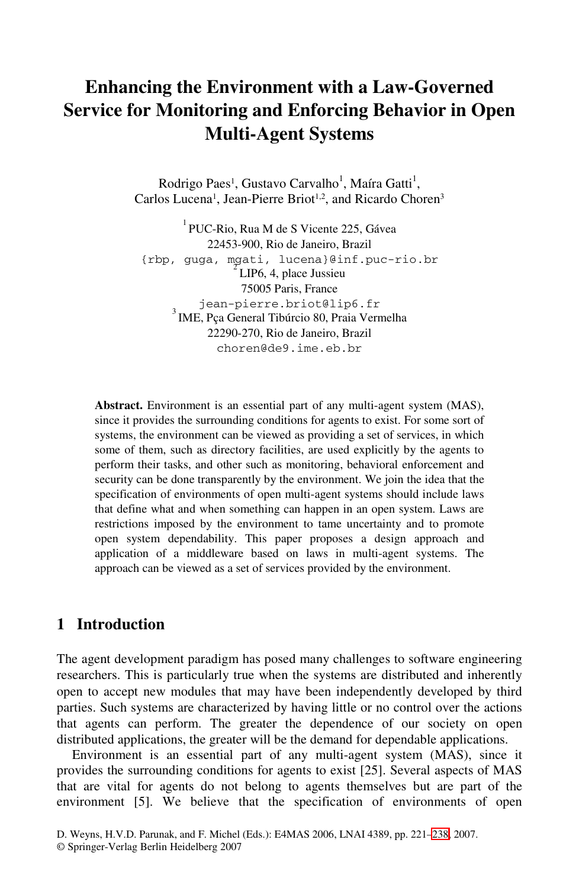# Enhancing the Environment with a Law-Governed Service for Monitoring and Enforcing Behavior in Open Multi-Agent Systems

Rodrigo Paes[1], Gustavo Carvalho[1], Maíra Gatti[1], Carlos Lucena[1], Jean-Pierre Briot[1,2], and Ricardo Choren[3]

[1] PUC-Rio, Rua M de S Vicente 225, Gávea
22453-900, Rio de Janeiro, Brazil
{rbp, guga, mgati, lucena}@inf.puc-rio.br

[2] LIP6, 4, place Jussieu
75005 Paris, France
jean-pierre.briot@lip6.fr

[3] IME, Pça General Tibúrcio 80, Praia Vermelha
22290-270, Rio de Janeiro, Brazil
choren@de9.ime.eb.br

**Abstract.** Environment is an essential part of any multi-agent system (MAS), since it provides the surrounding conditions for agents to exist. For some sort of systems, the environment can be viewed as providing a set of services, in which some of them, such as directory facilities, are used explicitly by the agents to perform their tasks, and other such as monitoring, behavioral enforcement and security can be done transparently by the environment. We join the idea that the specification of environments of open multi-agent systems should include laws that define what and when something can happen in an open system. Laws are restrictions imposed by the environment to tame uncertainty and to promote open system dependability. This paper proposes a design approach and application of a middleware based on laws in multi-agent systems. The approach can be viewed as a set of services provided by the environment.

## 1 Introduction

The agent development paradigm has posed many challenges to software engineering researchers. This is particularly true when the systems are distributed and inherently open to accept new modules that may have been independently developed by third parties. Such systems are characterized by having little or no control over the actions that agents can perform. The greater the dependence of our society on open distributed applications, the greater will be the demand for dependable applications.

Environment is an essential part of any multi-agent system (MAS), since it provides the surrounding conditions for agents to exist [25]. Several aspects of MAS that are vital for agents do not belong to agents themselves but are part of the environment [5]. We believe that the specification of environments of open

D. Weyns, H.V.D. Parunak, and F. Michel (Eds.): E4MAS 2006, LNAI 4389, pp. 221–238, 2007.
© Springer-Verlag Berlin Heidelberg 2007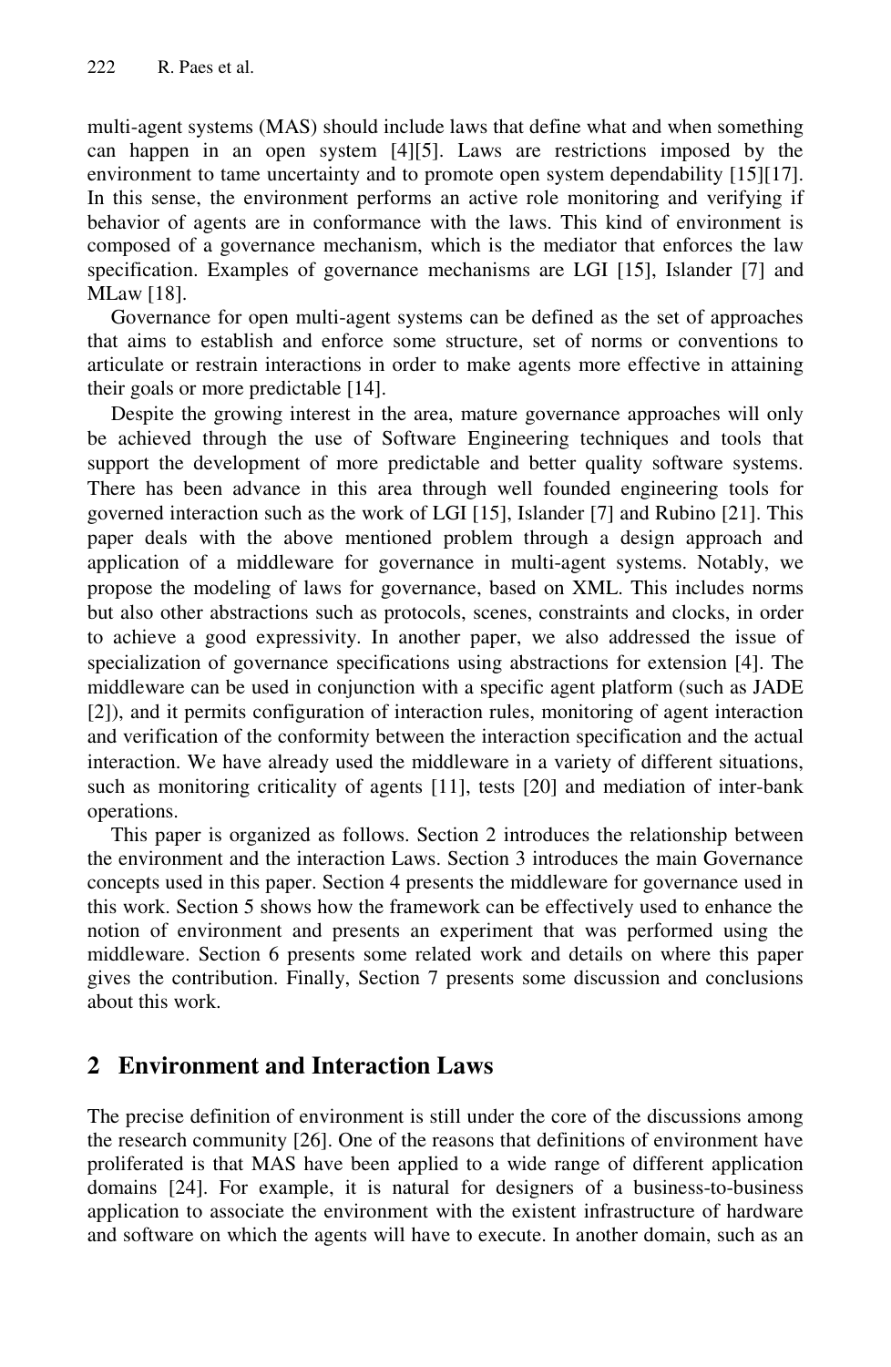multi-agent systems (MAS) should include laws that define what and when something can happen in an open system [4][5]. Laws are restrictions imposed by the environment to tame uncertainty and to promote open system dependability [15][17]. In this sense, the environment performs an active role monitoring and verifying if behavior of agents are in conformance with the laws. This kind of environment is composed of a governance mechanism, which is the mediator that enforces the law specification. Examples of governance mechanisms are LGI [15], Islander [7] and MLaw [18].

Governance for open multi-agent systems can be defined as the set of approaches that aims to establish and enforce some structure, set of norms or conventions to articulate or restrain interactions in order to make agents more effective in attaining their goals or more predictable [14].

Despite the growing interest in the area, mature governance approaches will only be achieved through the use of Software Engineering techniques and tools that support the development of more predictable and better quality software systems. There has been advance in this area through well founded engineering tools for governed interaction such as the work of LGI [15], Islander [7] and Rubino [21]. This paper deals with the above mentioned problem through a design approach and application of a middleware for governance in multi-agent systems. Notably, we propose the modeling of laws for governance, based on XML. This includes norms but also other abstractions such as protocols, scenes, constraints and clocks, in order to achieve a good expressivity. In another paper, we also addressed the issue of specialization of governance specifications using abstractions for extension [4]. The middleware can be used in conjunction with a specific agent platform (such as JADE [2]), and it permits configuration of interaction rules, monitoring of agent interaction and verification of the conformity between the interaction specification and the actual interaction. We have already used the middleware in a variety of different situations, such as monitoring criticality of agents [11], tests [20] and mediation of inter-bank operations.

This paper is organized as follows. Section 2 introduces the relationship between the environment and the interaction Laws. Section 3 introduces the main Governance concepts used in this paper. Section 4 presents the middleware for governance used in this work. Section 5 shows how the framework can be effectively used to enhance the notion of environment and presents an experiment that was performed using the middleware. Section 6 presents some related work and details on where this paper gives the contribution. Finally, Section 7 presents some discussion and conclusions about this work.

## 2 Environment and Interaction Laws

The precise definition of environment is still under the core of the discussions among the research community [26]. One of the reasons that definitions of environment have proliferated is that MAS have been applied to a wide range of different application domains [24]. For example, it is natural for designers of a business-to-business application to associate the environment with the existent infrastructure of hardware and software on which the agents will have to execute. In another domain, such as an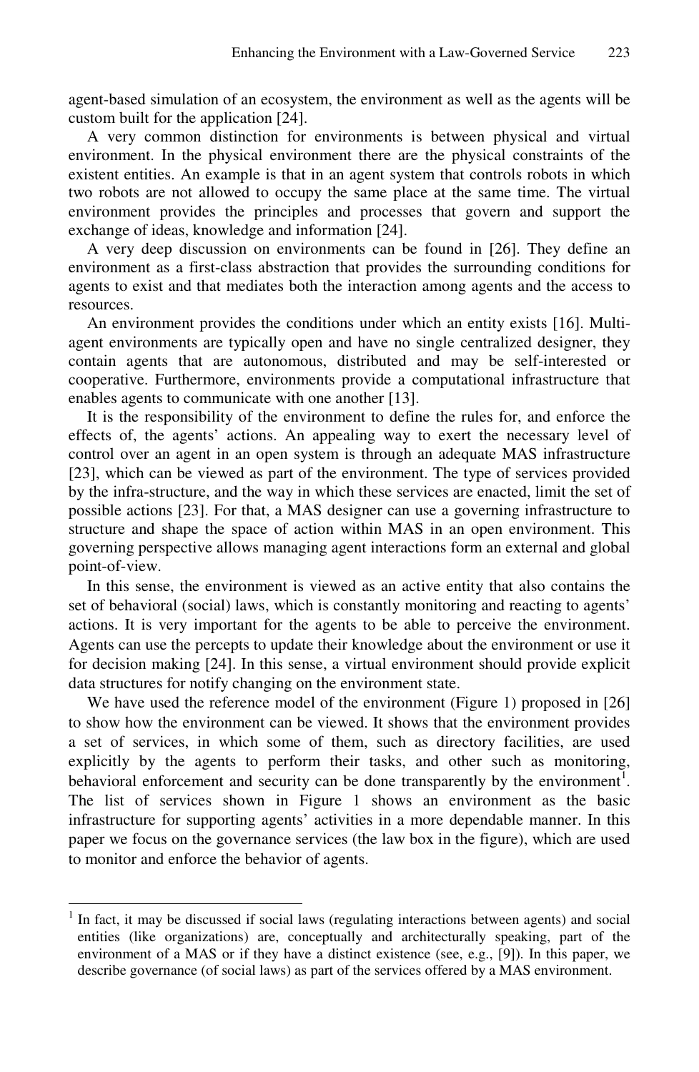agent-based simulation of an ecosystem, the environment as well as the agents will be custom built for the application [24].

A very common distinction for environments is between physical and virtual environment. In the physical environment there are the physical constraints of the existent entities. An example is that in an agent system that controls robots in which two robots are not allowed to occupy the same place at the same time. The virtual environment provides the principles and processes that govern and support the exchange of ideas, knowledge and information [24].

A very deep discussion on environments can be found in [26]. They define an environment as a first-class abstraction that provides the surrounding conditions for agents to exist and that mediates both the interaction among agents and the access to resources.

An environment provides the conditions under which an entity exists [16]. Multi-agent environments are typically open and have no single centralized designer, they contain agents that are autonomous, distributed and may be self-interested or cooperative. Furthermore, environments provide a computational infrastructure that enables agents to communicate with one another [13].

It is the responsibility of the environment to define the rules for, and enforce the effects of, the agents' actions. An appealing way to exert the necessary level of control over an agent in an open system is through an adequate MAS infrastructure [23], which can be viewed as part of the environment. The type of services provided by the infra-structure, and the way in which these services are enacted, limit the set of possible actions [23]. For that, a MAS designer can use a governing infrastructure to structure and shape the space of action within MAS in an open environment. This governing perspective allows managing agent interactions form an external and global point-of-view.

In this sense, the environment is viewed as an active entity that also contains the set of behavioral (social) laws, which is constantly monitoring and reacting to agents' actions. It is very important for the agents to be able to perceive the environment. Agents can use the percepts to update their knowledge about the environment or use it for decision making [24]. In this sense, a virtual environment should provide explicit data structures for notify changing on the environment state.

We have used the reference model of the environment (Figure 1) proposed in [26] to show how the environment can be viewed. It shows that the environment provides a set of services, in which some of them, such as directory facilities, are used explicitly by the agents to perform their tasks, and other such as monitoring, behavioral enforcement and security can be done transparently by the environment[1]. The list of services shown in Figure 1 shows an environment as the basic infrastructure for supporting agents' activities in a more dependable manner. In this paper we focus on the governance services (the law box in the figure), which are used to monitor and enforce the behavior of agents.

---

[1] In fact, it may be discussed if social laws (regulating interactions between agents) and social entities (like organizations) are, conceptually and architecturally speaking, part of the environment of a MAS or if they have a distinct existence (see, e.g., [9]). In this paper, we describe governance (of social laws) as part of the services offered by a MAS environment.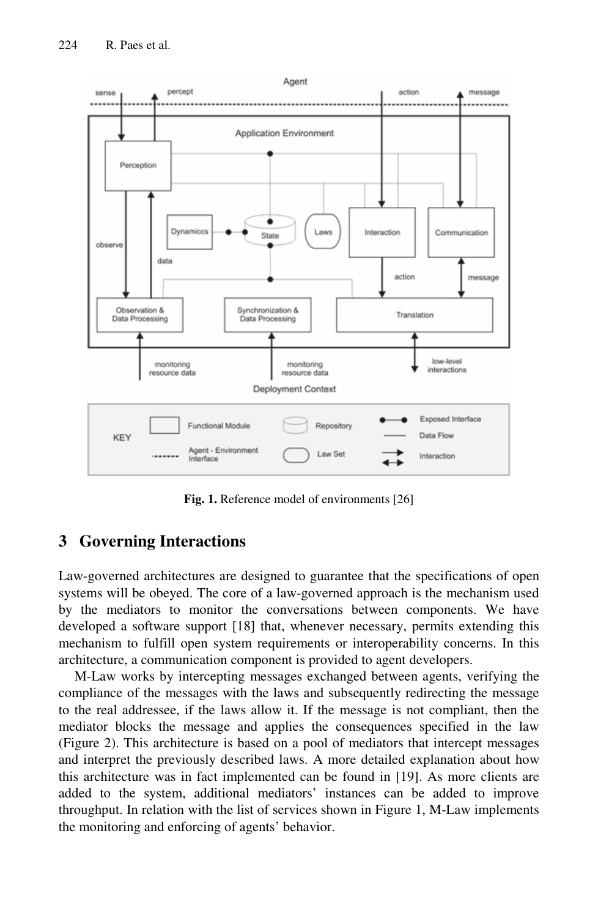Fig. 1. Reference model of environments [26]

## 3 Governing Interactions

Law-governed architectures are designed to guarantee that the specifications of open systems will be obeyed. The core of a law-governed approach is the mechanism used by the mediators to monitor the conversations between components. We have developed a software support [18] that, whenever necessary, permits extending this mechanism to fulfill open system requirements or interoperability concerns. In this architecture, a communication component is provided to agent developers.

M-Law works by intercepting messages exchanged between agents, verifying the compliance of the messages with the laws and subsequently redirecting the message to the real addressee, if the laws allow it. If the message is not compliant, then the mediator blocks the message and applies the consequences specified in the law (Figure 2). This architecture is based on a pool of mediators that intercept messages and interpret the previously described laws. A more detailed explanation about how this architecture was in fact implemented can be found in [19]. As more clients are added to the system, additional mediators' instances can be added to improve throughput. In relation with the list of services shown in Figure 1, M-Law implements the monitoring and enforcing of agents' behavior.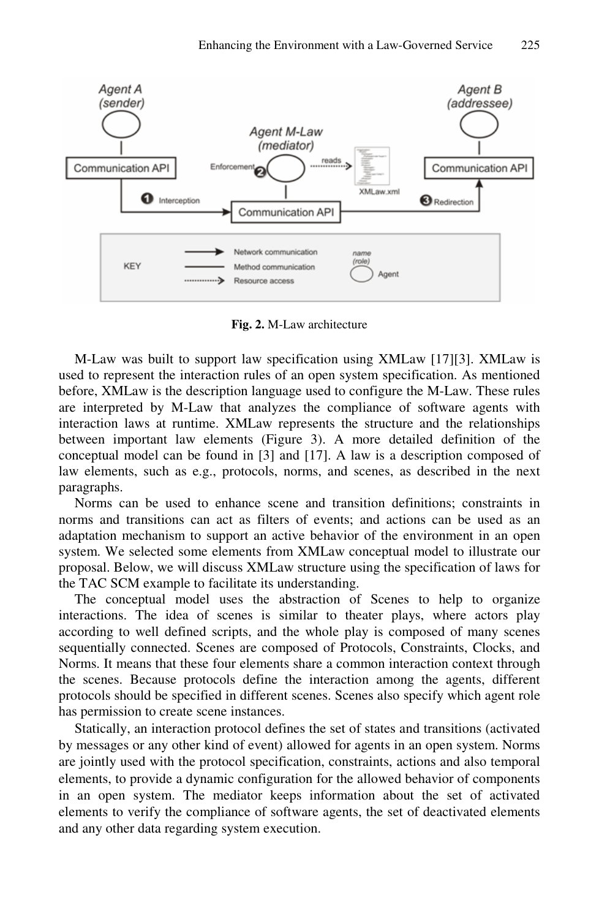**Fig. 2.** M-Law architecture

M-Law was built to support law specification using XMLaw [17][3]. XMLaw is used to represent the interaction rules of an open system specification. As mentioned before, XMLaw is the description language used to configure the M-Law. These rules are interpreted by M-Law that analyzes the compliance of software agents with interaction laws at runtime. XMLaw represents the structure and the relationships between important law elements (Figure 3). A more detailed definition of the conceptual model can be found in [3] and [17]. A law is a description composed of law elements, such as e.g., protocols, norms, and scenes, as described in the next paragraphs.

Norms can be used to enhance scene and transition definitions; constraints in norms and transitions can act as filters of events; and actions can be used as an adaptation mechanism to support an active behavior of the environment in an open system. We selected some elements from XMLaw conceptual model to illustrate our proposal. Below, we will discuss XMLaw structure using the specification of laws for the TAC SCM example to facilitate its understanding.

The conceptual model uses the abstraction of Scenes to help to organize interactions. The idea of scenes is similar to theater plays, where actors play according to well defined scripts, and the whole play is composed of many scenes sequentially connected. Scenes are composed of Protocols, Constraints, Clocks, and Norms. It means that these four elements share a common interaction context through the scenes. Because protocols define the interaction among the agents, different protocols should be specified in different scenes. Scenes also specify which agent role has permission to create scene instances.

Statically, an interaction protocol defines the set of states and transitions (activated by messages or any other kind of event) allowed for agents in an open system. Norms are jointly used with the protocol specification, constraints, actions and also temporal elements, to provide a dynamic configuration for the allowed behavior of components in an open system. The mediator keeps information about the set of activated elements to verify the compliance of software agents, the set of deactivated elements and any other data regarding system execution.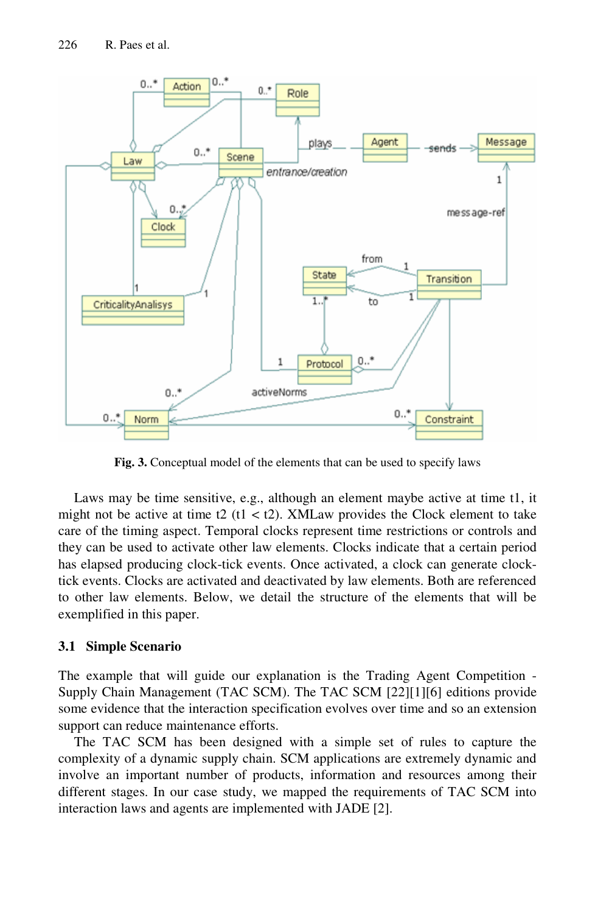Fig. 3. Conceptual model of the elements that can be used to specify laws

Laws may be time sensitive, e.g., although an element maybe active at time t1, it might not be active at time t2 (t1 < t2). XMLaw provides the Clock element to take care of the timing aspect. Temporal clocks represent time restrictions or controls and they can be used to activate other law elements. Clocks indicate that a certain period has elapsed producing clock-tick events. Once activated, a clock can generate clock-tick events. Clocks are activated and deactivated by law elements. Both are referenced to other law elements. Below, we detail the structure of the elements that will be exemplified in this paper.

### 3.1 Simple Scenario

The example that will guide our explanation is the Trading Agent Competition - Supply Chain Management (TAC SCM). The TAC SCM [22][1][6] editions provide some evidence that the interaction specification evolves over time and so an extension support can reduce maintenance efforts.

The TAC SCM has been designed with a simple set of rules to capture the complexity of a dynamic supply chain. SCM applications are extremely dynamic and involve an important number of products, information and resources among their different stages. In our case study, we mapped the requirements of TAC SCM into interaction laws and agents are implemented with JADE [2].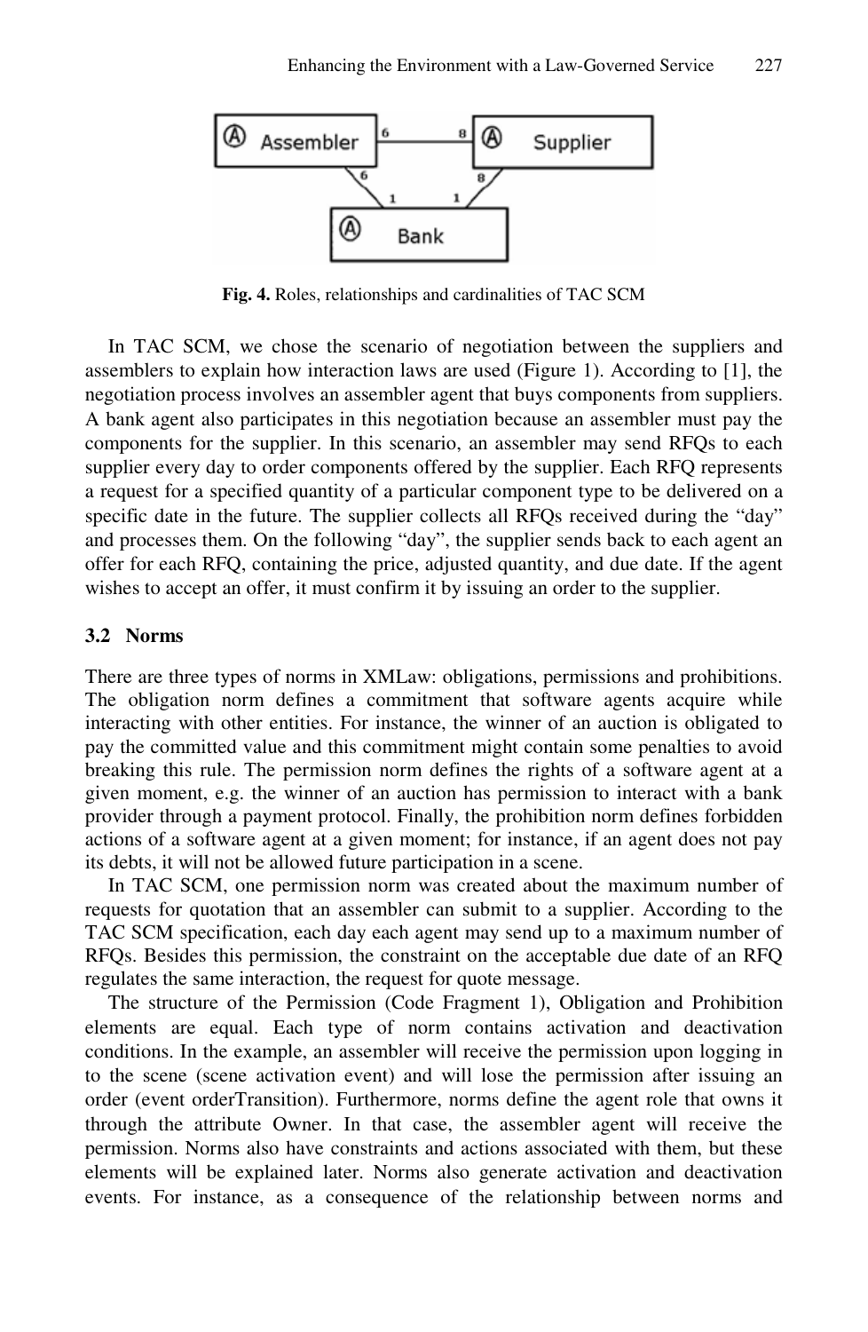Assembler

Supplier

Bank

6

8

6

8

1

1

**Fig. 4.** Roles, relationships and cardinalities of TAC SCM

In TAC SCM, we chose the scenario of negotiation between the suppliers and assemblers to explain how interaction laws are used (Figure 1). According to [1], the negotiation process involves an assembler agent that buys components from suppliers. A bank agent also participates in this negotiation because an assembler must pay the components for the supplier. In this scenario, an assembler may send RFQs to each supplier every day to order components offered by the supplier. Each RFQ represents a request for a specified quantity of a particular component type to be delivered on a specific date in the future. The supplier collects all RFQs received during the "day" and processes them. On the following "day", the supplier sends back to each agent an offer for each RFQ, containing the price, adjusted quantity, and due date. If the agent wishes to accept an offer, it must confirm it by issuing an order to the supplier.

### 3.2 Norms

There are three types of norms in XMLaw: obligations, permissions and prohibitions. The obligation norm defines a commitment that software agents acquire while interacting with other entities. For instance, the winner of an auction is obligated to pay the committed value and this commitment might contain some penalties to avoid breaking this rule. The permission norm defines the rights of a software agent at a given moment, e.g. the winner of an auction has permission to interact with a bank provider through a payment protocol. Finally, the prohibition norm defines forbidden actions of a software agent at a given moment; for instance, if an agent does not pay its debts, it will not be allowed future participation in a scene.

In TAC SCM, one permission norm was created about the maximum number of requests for quotation that an assembler can submit to a supplier. According to the TAC SCM specification, each day each agent may send up to a maximum number of RFQs. Besides this permission, the constraint on the acceptable due date of an RFQ regulates the same interaction, the request for quote message.

The structure of the Permission (Code Fragment 1), Obligation and Prohibition elements are equal. Each type of norm contains activation and deactivation conditions. In the example, an assembler will receive the permission upon logging in to the scene (scene activation event) and will lose the permission after issuing an order (event orderTransition). Furthermore, norms define the agent role that owns it through the attribute Owner. In that case, the assembler agent will receive the permission. Norms also have constraints and actions associated with them, but these elements will be explained later. Norms also generate activation and deactivation events. For instance, as a consequence of the relationship between norms and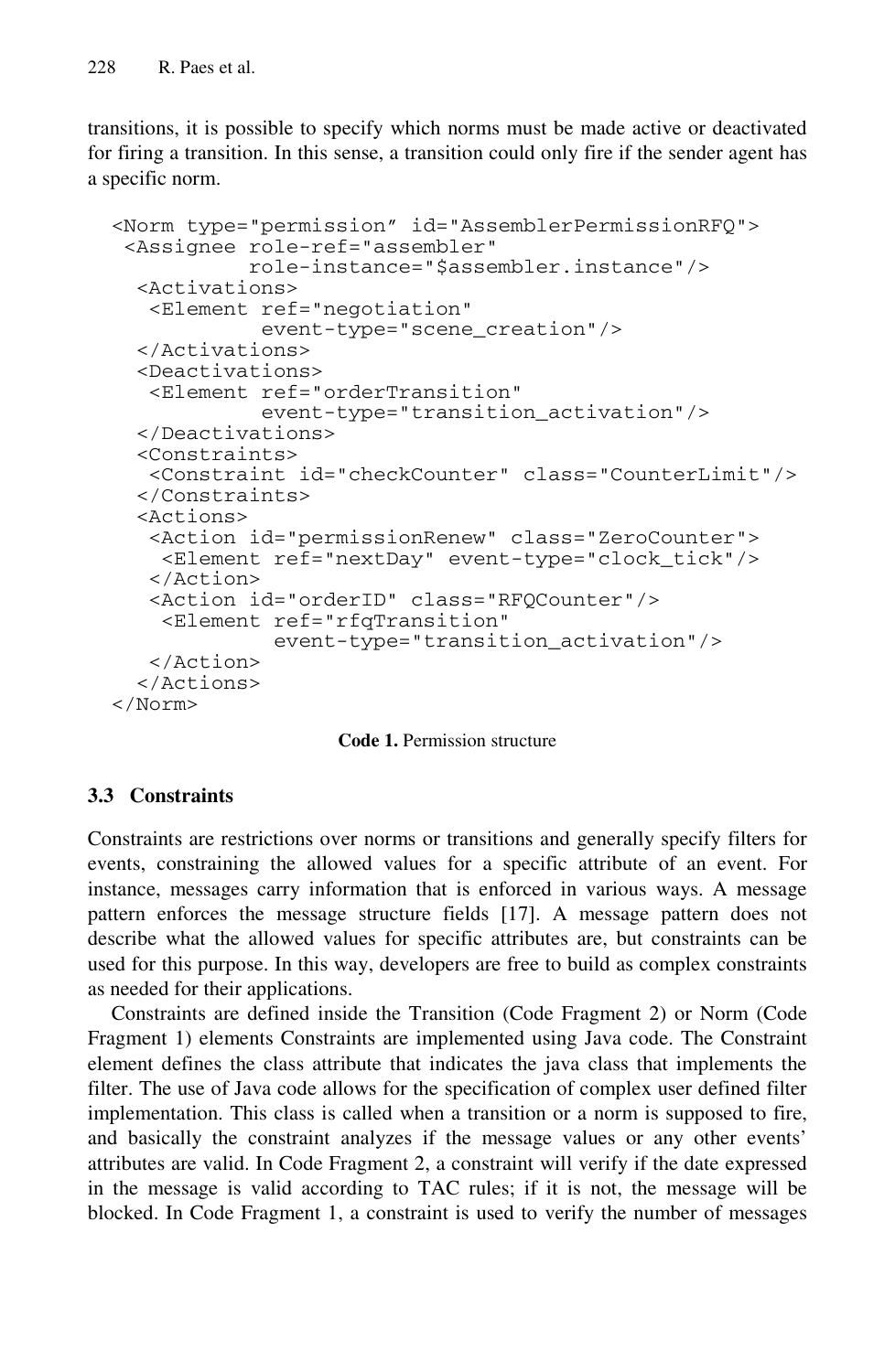transitions, it is possible to specify which norms must be made active or deactivated for firing a transition. In this sense, a transition could only fire if the sender agent has a specific norm.

```
<Norm type="permission" id="AssemblerPermissionRFQ">
 <Assignee role-ref="assembler"
           role-instance="$assembler.instance"/>
  <Activations>
   <Element ref="negotiation"
            event-type="scene_creation"/>
  </Activations>
  <Deactivations>
   <Element ref="orderTransition"
            event-type="transition_activation"/>
  </Deactivations>
  <Constraints>
   <Constraint id="checkCounter" class="CounterLimit"/>
  </Constraints>
  <Actions>
   <Action id="permissionRenew" class="ZeroCounter">
    <Element ref="nextDay" event-type="clock_tick"/>
   </Action>
   <Action id="orderID" class="RFQCounter"/>
    <Element ref="rfqTransition"
             event-type="transition_activation"/>
   </Action>
  </Actions>
</Norm>
```

**Code 1.** Permission structure

### 3.3 Constraints

Constraints are restrictions over norms or transitions and generally specify filters for events, constraining the allowed values for a specific attribute of an event. For instance, messages carry information that is enforced in various ways. A message pattern enforces the message structure fields [17]. A message pattern does not describe what the allowed values for specific attributes are, but constraints can be used for this purpose. In this way, developers are free to build as complex constraints as needed for their applications.

Constraints are defined inside the Transition (Code Fragment 2) or Norm (Code Fragment 1) elements Constraints are implemented using Java code. The Constraint element defines the class attribute that indicates the java class that implements the filter. The use of Java code allows for the specification of complex user defined filter implementation. This class is called when a transition or a norm is supposed to fire, and basically the constraint analyzes if the message values or any other events' attributes are valid. In Code Fragment 2, a constraint will verify if the date expressed in the message is valid according to TAC rules; if it is not, the message will be blocked. In Code Fragment 1, a constraint is used to verify the number of messages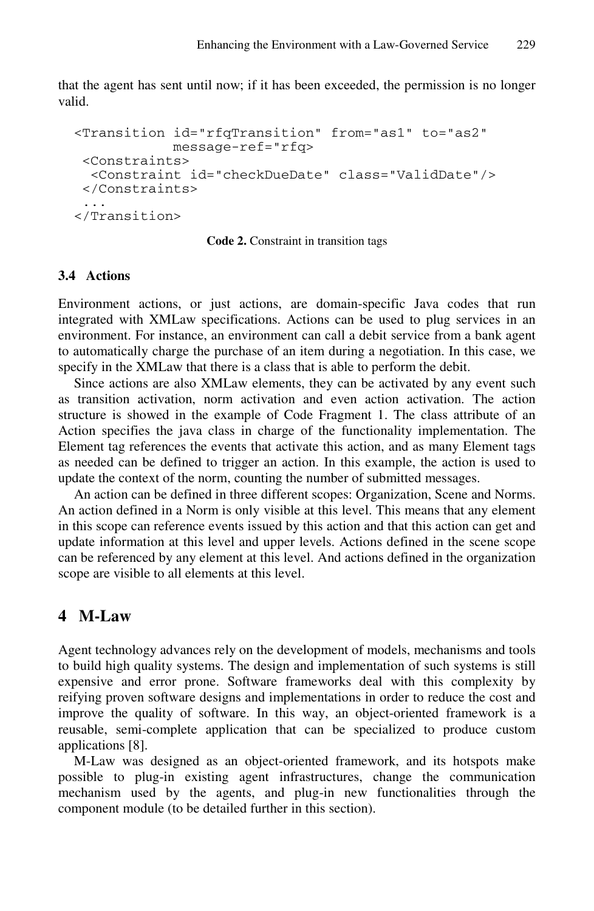that the agent has sent until now; if it has been exceeded, the permission is no longer valid.

```
<Transition id="rfqTransition" from="as1" to="as2"
            message-ref="rfq>
 <Constraints>
  <Constraint id="checkDueDate" class="ValidDate"/>
 </Constraints>
 ...
</Transition>
```

**Code 2.** Constraint in transition tags

### 3.4 Actions

Environment actions, or just actions, are domain-specific Java codes that run integrated with XMLaw specifications. Actions can be used to plug services in an environment. For instance, an environment can call a debit service from a bank agent to automatically charge the purchase of an item during a negotiation. In this case, we specify in the XMLaw that there is a class that is able to perform the debit.

Since actions are also XMLaw elements, they can be activated by any event such as transition activation, norm activation and even action activation. The action structure is showed in the example of Code Fragment 1. The class attribute of an Action specifies the java class in charge of the functionality implementation. The Element tag references the events that activate this action, and as many Element tags as needed can be defined to trigger an action. In this example, the action is used to update the context of the norm, counting the number of submitted messages.

An action can be defined in three different scopes: Organization, Scene and Norms. An action defined in a Norm is only visible at this level. This means that any element in this scope can reference events issued by this action and that this action can get and update information at this level and upper levels. Actions defined in the scene scope can be referenced by any element at this level. And actions defined in the organization scope are visible to all elements at this level.

## 4 M-Law

Agent technology advances rely on the development of models, mechanisms and tools to build high quality systems. The design and implementation of such systems is still expensive and error prone. Software frameworks deal with this complexity by reifying proven software designs and implementations in order to reduce the cost and improve the quality of software. In this way, an object-oriented framework is a reusable, semi-complete application that can be specialized to produce custom applications [8].

M-Law was designed as an object-oriented framework, and its hotspots make possible to plug-in existing agent infrastructures, change the communication mechanism used by the agents, and plug-in new functionalities through the component module (to be detailed further in this section).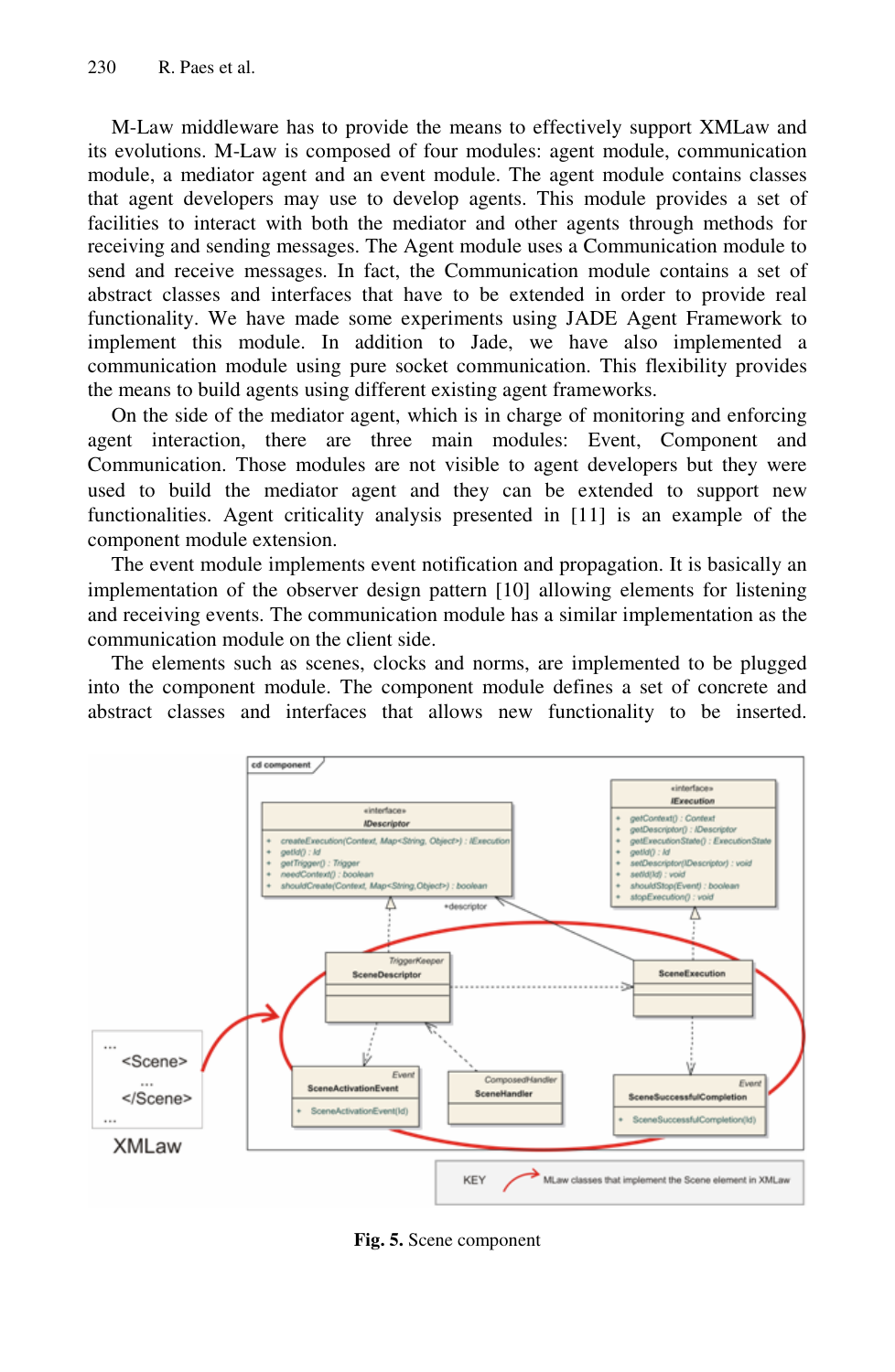M-Law middleware has to provide the means to effectively support XMLaw and its evolutions. M-Law is composed of four modules: agent module, communication module, a mediator agent and an event module. The agent module contains classes that agent developers may use to develop agents. This module provides a set of facilities to interact with both the mediator and other agents through methods for receiving and sending messages. The Agent module uses a Communication module to send and receive messages. In fact, the Communication module contains a set of abstract classes and interfaces that have to be extended in order to provide real functionality. We have made some experiments using JADE Agent Framework to implement this module. In addition to Jade, we have also implemented a communication module using pure socket communication. This flexibility provides the means to build agents using different existing agent frameworks.

On the side of the mediator agent, which is in charge of monitoring and enforcing agent interaction, there are three main modules: Event, Component and Communication. Those modules are not visible to agent developers but they were used to build the mediator agent and they can be extended to support new functionalities. Agent criticality analysis presented in [11] is an example of the component module extension.

The event module implements event notification and propagation. It is basically an implementation of the observer design pattern [10] allowing elements for listening and receiving events. The communication module has a similar implementation as the communication module on the client side.

The elements such as scenes, clocks and norms, are implemented to be plugged into the component module. The component module defines a set of concrete and abstract classes and interfaces that allows new functionality to be inserted.

cd component

«interface»
IDescriptor
+ createExecution(Context, Map<String, Object>) : IExecution
+ getId() : Id
+ getTrigger() : Trigger
+ needContext() : boolean
+ shouldCreate(Context, Map<String,Object>) : boolean

«interface»
IExecution
+ getContext() : Context
+ getDescriptor() : IDescriptor
+ getExecutionState() : ExecutionState
+ getId() : Id
+ setDescriptor(IDescriptor) : void
+ setId(Id) : void
+ shouldStop(Event) : boolean
+ stopExecution() : void

+descriptor

TriggerKeeper
SceneDescriptor

SceneExecution

Event
SceneActivationEvent
+ SceneActivationEvent(Id)

ComposedHandler
SceneHandler

Event
SceneSuccessfulCompletion
+ SceneSuccessfulCompletion(Id)

...
<Scene>
...
</Scene>
...

XMLaw

KEY
MLaw classes that implement the Scene element in XMLaw

**Fig. 5.** Scene component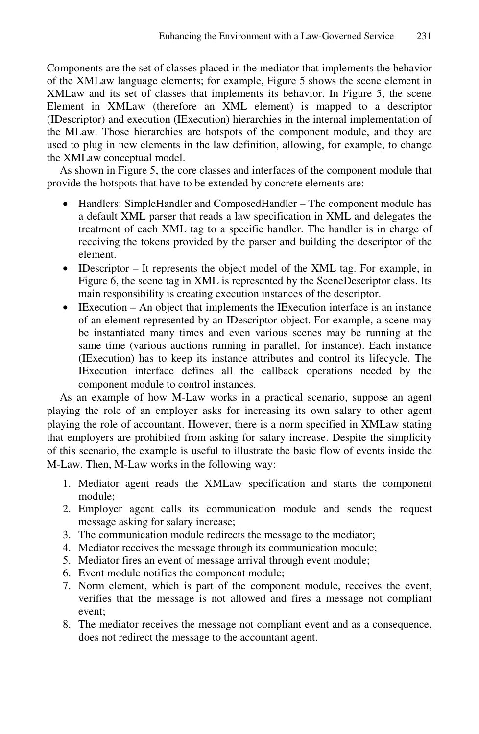Components are the set of classes placed in the mediator that implements the behavior of the XMLaw language elements; for example, Figure 5 shows the scene element in XMLaw and its set of classes that implements its behavior. In Figure 5, the scene Element in XMLaw (therefore an XML element) is mapped to a descriptor (IDescriptor) and execution (IExecution) hierarchies in the internal implementation of the MLaw. Those hierarchies are hotspots of the component module, and they are used to plug in new elements in the law definition, allowing, for example, to change the XMLaw conceptual model.

As shown in Figure 5, the core classes and interfaces of the component module that provide the hotspots that have to be extended by concrete elements are:

- Handlers: SimpleHandler and ComposedHandler – The component module has a default XML parser that reads a law specification in XML and delegates the treatment of each XML tag to a specific handler. The handler is in charge of receiving the tokens provided by the parser and building the descriptor of the element.
- IDescriptor – It represents the object model of the XML tag. For example, in Figure 6, the scene tag in XML is represented by the SceneDescriptor class. Its main responsibility is creating execution instances of the descriptor.
- IExecution – An object that implements the IExecution interface is an instance of an element represented by an IDescriptor object. For example, a scene may be instantiated many times and even various scenes may be running at the same time (various auctions running in parallel, for instance). Each instance (IExecution) has to keep its instance attributes and control its lifecycle. The IExecution interface defines all the callback operations needed by the component module to control instances.

As an example of how M-Law works in a practical scenario, suppose an agent playing the role of an employer asks for increasing its own salary to other agent playing the role of accountant. However, there is a norm specified in XMLaw stating that employers are prohibited from asking for salary increase. Despite the simplicity of this scenario, the example is useful to illustrate the basic flow of events inside the M-Law. Then, M-Law works in the following way:

1. Mediator agent reads the XMLaw specification and starts the component module;
2. Employer agent calls its communication module and sends the request message asking for salary increase;
3. The communication module redirects the message to the mediator;
4. Mediator receives the message through its communication module;
5. Mediator fires an event of message arrival through event module;
6. Event module notifies the component module;
7. Norm element, which is part of the component module, receives the event, verifies that the message is not allowed and fires a message not compliant event;
8. The mediator receives the message not compliant event and as a consequence, does not redirect the message to the accountant agent.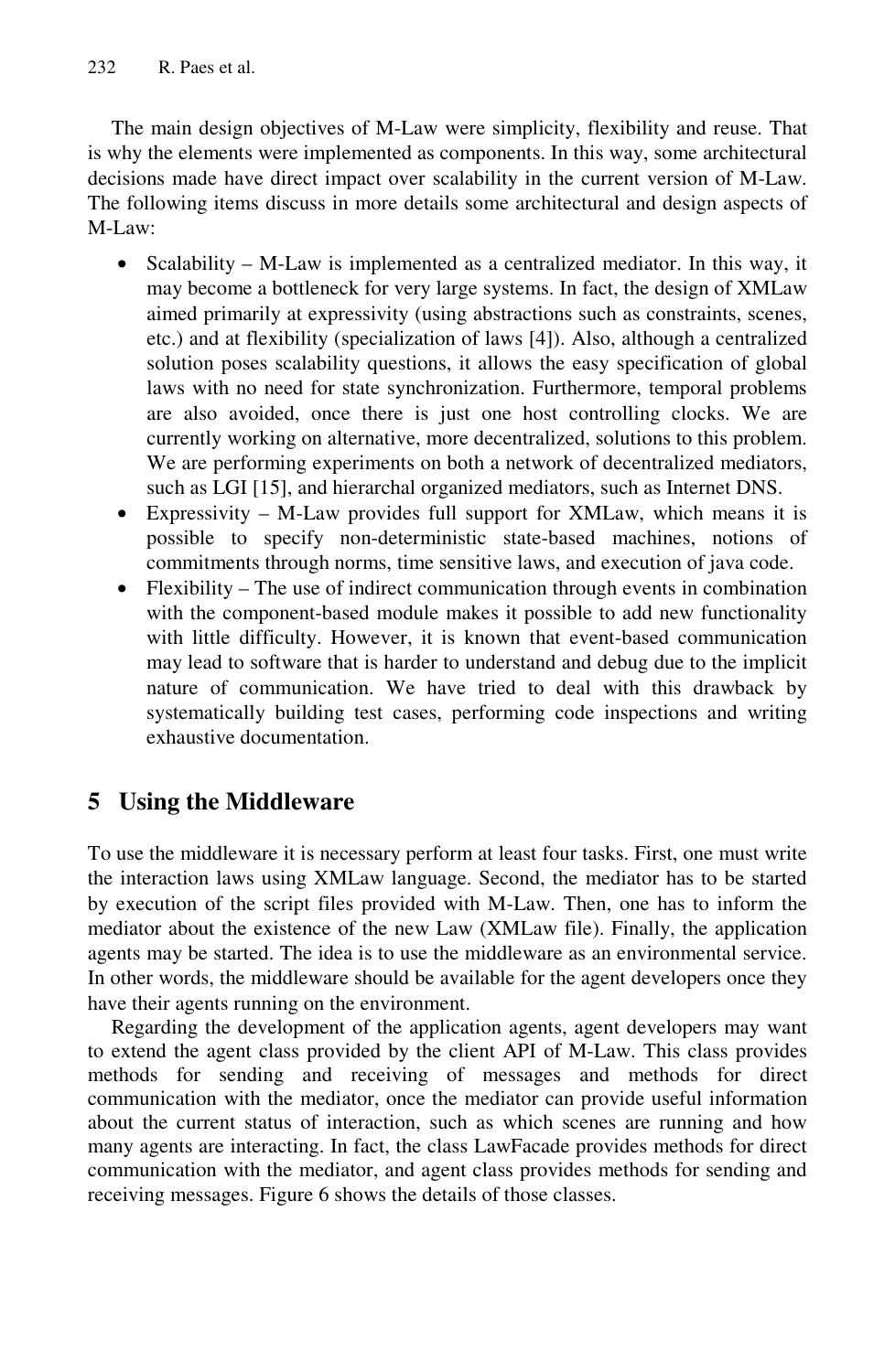The main design objectives of M-Law were simplicity, flexibility and reuse. That is why the elements were implemented as components. In this way, some architectural decisions made have direct impact over scalability in the current version of M-Law. The following items discuss in more details some architectural and design aspects of M-Law:

- Scalability – M-Law is implemented as a centralized mediator. In this way, it may become a bottleneck for very large systems. In fact, the design of XMLaw aimed primarily at expressivity (using abstractions such as constraints, scenes, etc.) and at flexibility (specialization of laws [4]). Also, although a centralized solution poses scalability questions, it allows the easy specification of global laws with no need for state synchronization. Furthermore, temporal problems are also avoided, once there is just one host controlling clocks. We are currently working on alternative, more decentralized, solutions to this problem. We are performing experiments on both a network of decentralized mediators, such as LGI [15], and hierarchal organized mediators, such as Internet DNS.
- Expressivity – M-Law provides full support for XMLaw, which means it is possible to specify non-deterministic state-based machines, notions of commitments through norms, time sensitive laws, and execution of java code.
- Flexibility – The use of indirect communication through events in combination with the component-based module makes it possible to add new functionality with little difficulty. However, it is known that event-based communication may lead to software that is harder to understand and debug due to the implicit nature of communication. We have tried to deal with this drawback by systematically building test cases, performing code inspections and writing exhaustive documentation.

## 5 Using the Middleware

To use the middleware it is necessary perform at least four tasks. First, one must write the interaction laws using XMLaw language. Second, the mediator has to be started by execution of the script files provided with M-Law. Then, one has to inform the mediator about the existence of the new Law (XMLaw file). Finally, the application agents may be started. The idea is to use the middleware as an environmental service. In other words, the middleware should be available for the agent developers once they have their agents running on the environment.

Regarding the development of the application agents, agent developers may want to extend the agent class provided by the client API of M-Law. This class provides methods for sending and receiving of messages and methods for direct communication with the mediator, once the mediator can provide useful information about the current status of interaction, such as which scenes are running and how many agents are interacting. In fact, the class LawFacade provides methods for direct communication with the mediator, and agent class provides methods for sending and receiving messages. Figure 6 shows the details of those classes.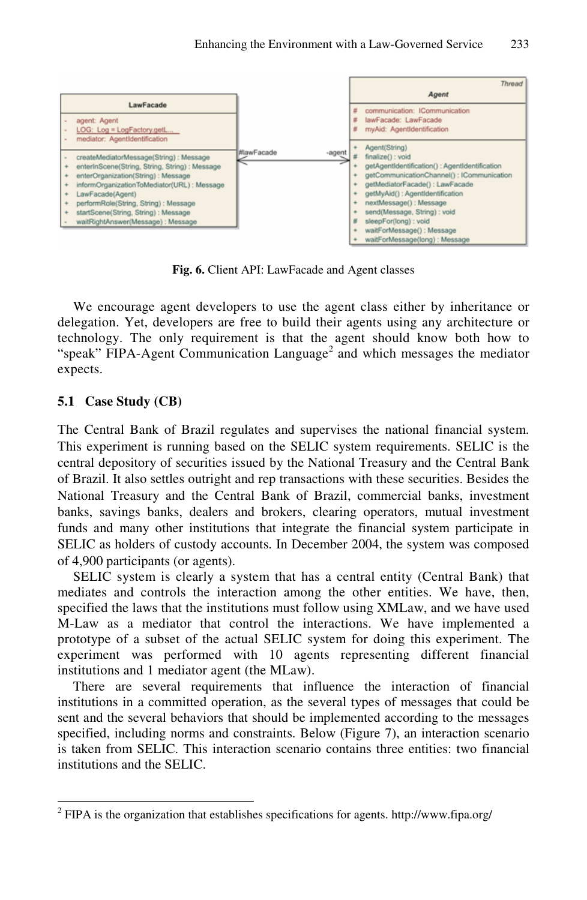**Fig. 6.** Client API: LawFacade and Agent classes

We encourage agent developers to use the agent class either by inheritance or delegation. Yet, developers are free to build their agents using any architecture or technology. The only requirement is that the agent should know both how to "speak" FIPA-Agent Communication Language[2] and which messages the mediator expects.

### 5.1 Case Study (CB)

The Central Bank of Brazil regulates and supervises the national financial system. This experiment is running based on the SELIC system requirements. SELIC is the central depository of securities issued by the National Treasury and the Central Bank of Brazil. It also settles outright and rep transactions with these securities. Besides the National Treasury and the Central Bank of Brazil, commercial banks, investment banks, savings banks, dealers and brokers, clearing operators, mutual investment funds and many other institutions that integrate the financial system participate in SELIC as holders of custody accounts. In December 2004, the system was composed of 4,900 participants (or agents).

SELIC system is clearly a system that has a central entity (Central Bank) that mediates and controls the interaction among the other entities. We have, then, specified the laws that the institutions must follow using XMLaw, and we have used M-Law as a mediator that control the interactions. We have implemented a prototype of a subset of the actual SELIC system for doing this experiment. The experiment was performed with 10 agents representing different financial institutions and 1 mediator agent (the MLaw).

There are several requirements that influence the interaction of financial institutions in a committed operation, as the several types of messages that could be sent and the several behaviors that should be implemented according to the messages specified, including norms and constraints. Below (Figure 7), an interaction scenario is taken from SELIC. This interaction scenario contains three entities: two financial institutions and the SELIC.

---

[2] FIPA is the organization that establishes specifications for agents. http://www.fipa.org/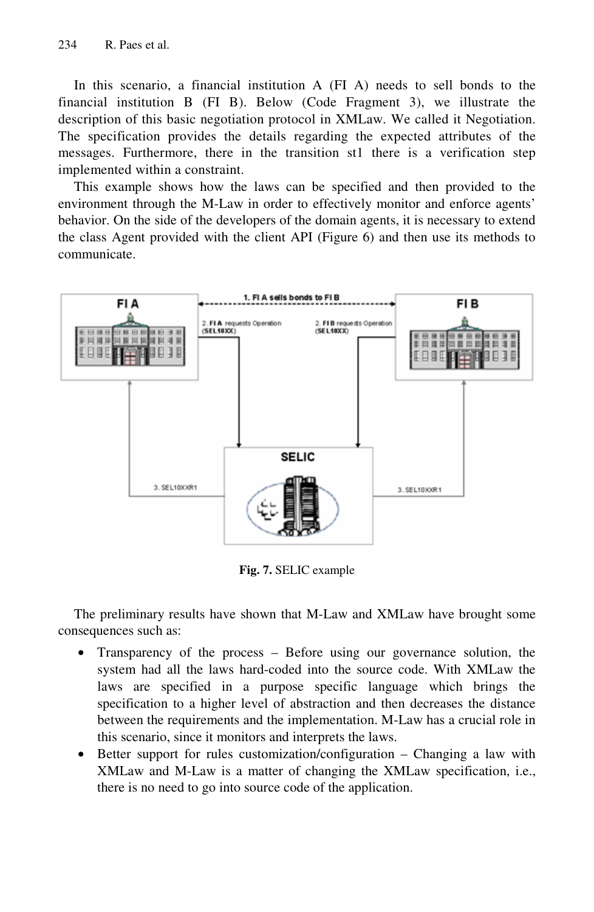In this scenario, a financial institution A (FI A) needs to sell bonds to the financial institution B (FI B). Below (Code Fragment 3), we illustrate the description of this basic negotiation protocol in XMLaw. We called it Negotiation. The specification provides the details regarding the expected attributes of the messages. Furthermore, there in the transition st1 there is a verification step implemented within a constraint.

This example shows how the laws can be specified and then provided to the environment through the M-Law in order to effectively monitor and enforce agents' behavior. On the side of the developers of the domain agents, it is necessary to extend the class Agent provided with the client API (Figure 6) and then use its methods to communicate.

**Fig. 7.** SELIC example

The preliminary results have shown that M-Law and XMLaw have brought some consequences such as:

- Transparency of the process – Before using our governance solution, the system had all the laws hard-coded into the source code. With XMLaw the laws are specified in a purpose specific language which brings the specification to a higher level of abstraction and then decreases the distance between the requirements and the implementation. M-Law has a crucial role in this scenario, since it monitors and interprets the laws.
- Better support for rules customization/configuration – Changing a law with XMLaw and M-Law is a matter of changing the XMLaw specification, i.e., there is no need to go into source code of the application.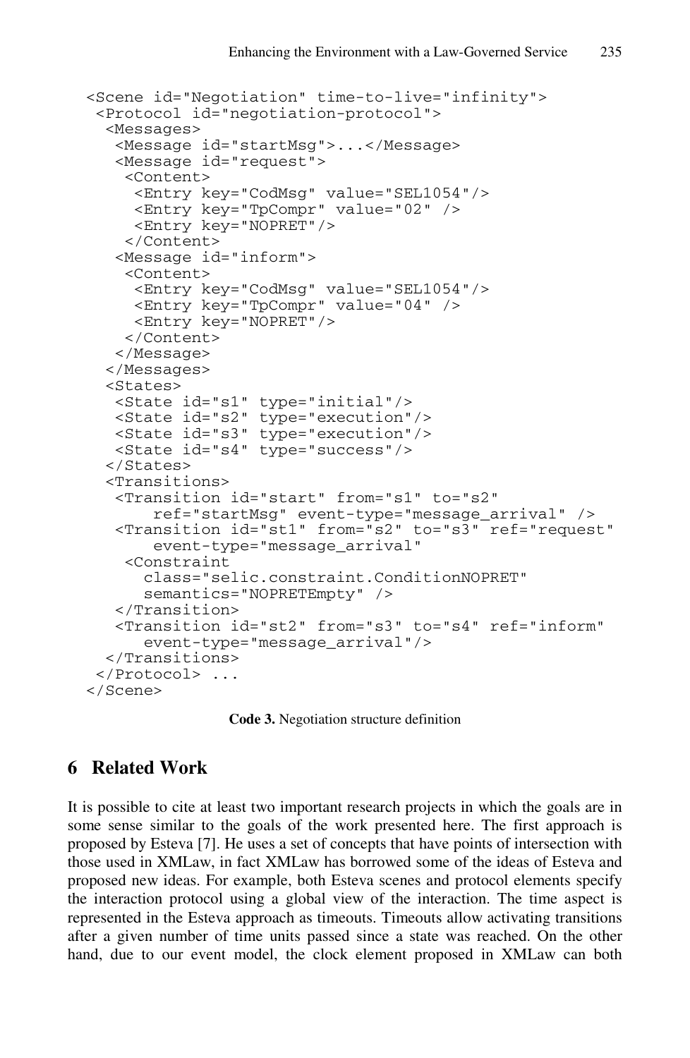```
<Scene id="Negotiation" time-to-live="infinity">
 <Protocol id="negotiation-protocol">
  <Messages>
   <Message id="startMsg">...</Message>
   <Message id="request">
    <Content>
     <Entry key="CodMsg" value="SEL1054"/>
     <Entry key="TpCompr" value="02" />
     <Entry key="NOPRET"/>
    </Content>
   <Message id="inform">
    <Content>
     <Entry key="CodMsg" value="SEL1054"/>
     <Entry key="TpCompr" value="04" />
     <Entry key="NOPRET"/>
    </Content>
   </Message>
  </Messages>
  <States>
   <State id="s1" type="initial"/>
   <State id="s2" type="execution"/>
   <State id="s3" type="execution"/>
   <State id="s4" type="success"/>
  </States>
  <Transitions>
   <Transition id="start" from="s1" to="s2"
       ref="startMsg" event-type="message_arrival" />
   <Transition id="st1" from="s2" to="s3" ref="request"
       event-type="message_arrival"
    <Constraint
      class="selic.constraint.ConditionNOPRET"
      semantics="NOPRETEmpty" />
   </Transition>
   <Transition id="st2" from="s3" to="s4" ref="inform"
      event-type="message_arrival"/>
  </Transitions>
 </Protocol> ...
</Scene>
```

**Code 3.** Negotiation structure definition

## 6 Related Work

It is possible to cite at least two important research projects in which the goals are in some sense similar to the goals of the work presented here. The first approach is proposed by Esteva [7]. He uses a set of concepts that have points of intersection with those used in XMLaw, in fact XMLaw has borrowed some of the ideas of Esteva and proposed new ideas. For example, both Esteva scenes and protocol elements specify the interaction protocol using a global view of the interaction. The time aspect is represented in the Esteva approach as timeouts. Timeouts allow activating transitions after a given number of time units passed since a state was reached. On the other hand, due to our event model, the clock element proposed in XMLaw can both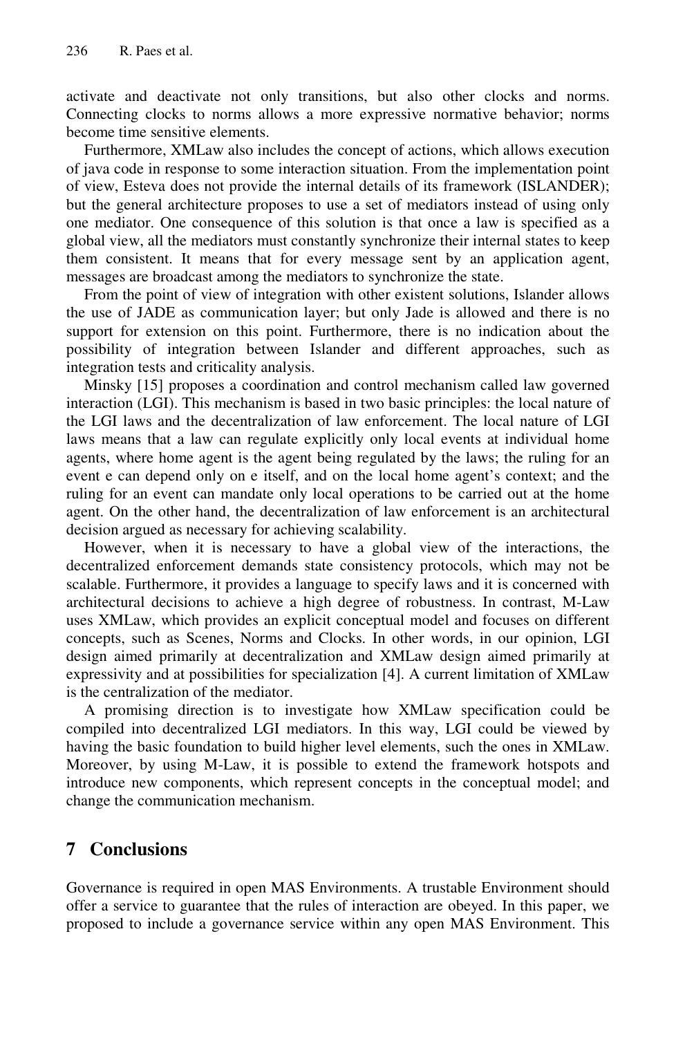activate and deactivate not only transitions, but also other clocks and norms. Connecting clocks to norms allows a more expressive normative behavior; norms become time sensitive elements.

Furthermore, XMLaw also includes the concept of actions, which allows execution of java code in response to some interaction situation. From the implementation point of view, Esteva does not provide the internal details of its framework (ISLANDER); but the general architecture proposes to use a set of mediators instead of using only one mediator. One consequence of this solution is that once a law is specified as a global view, all the mediators must constantly synchronize their internal states to keep them consistent. It means that for every message sent by an application agent, messages are broadcast among the mediators to synchronize the state.

From the point of view of integration with other existent solutions, Islander allows the use of JADE as communication layer; but only Jade is allowed and there is no support for extension on this point. Furthermore, there is no indication about the possibility of integration between Islander and different approaches, such as integration tests and criticality analysis.

Minsky [15] proposes a coordination and control mechanism called law governed interaction (LGI). This mechanism is based in two basic principles: the local nature of the LGI laws and the decentralization of law enforcement. The local nature of LGI laws means that a law can regulate explicitly only local events at individual home agents, where home agent is the agent being regulated by the laws; the ruling for an event e can depend only on e itself, and on the local home agent's context; and the ruling for an event can mandate only local operations to be carried out at the home agent. On the other hand, the decentralization of law enforcement is an architectural decision argued as necessary for achieving scalability.

However, when it is necessary to have a global view of the interactions, the decentralized enforcement demands state consistency protocols, which may not be scalable. Furthermore, it provides a language to specify laws and it is concerned with architectural decisions to achieve a high degree of robustness. In contrast, M-Law uses XMLaw, which provides an explicit conceptual model and focuses on different concepts, such as Scenes, Norms and Clocks. In other words, in our opinion, LGI design aimed primarily at decentralization and XMLaw design aimed primarily at expressivity and at possibilities for specialization [4]. A current limitation of XMLaw is the centralization of the mediator.

A promising direction is to investigate how XMLaw specification could be compiled into decentralized LGI mediators. In this way, LGI could be viewed by having the basic foundation to build higher level elements, such the ones in XMLaw. Moreover, by using M-Law, it is possible to extend the framework hotspots and introduce new components, which represent concepts in the conceptual model; and change the communication mechanism.

## 7 Conclusions

Governance is required in open MAS Environments. A trustable Environment should offer a service to guarantee that the rules of interaction are obeyed. In this paper, we proposed to include a governance service within any open MAS Environment. This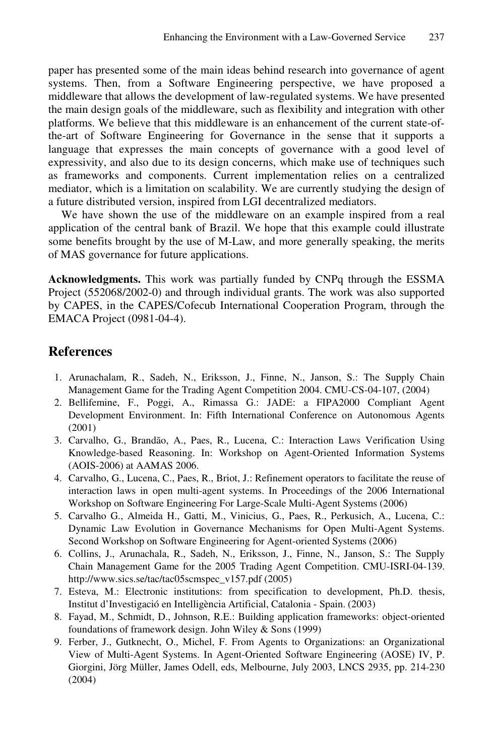paper has presented some of the main ideas behind research into governance of agent systems. Then, from a Software Engineering perspective, we have proposed a middleware that allows the development of law-regulated systems. We have presented the main design goals of the middleware, such as flexibility and integration with other platforms. We believe that this middleware is an enhancement of the current state-of-the-art of Software Engineering for Governance in the sense that it supports a language that expresses the main concepts of governance with a good level of expressivity, and also due to its design concerns, which make use of techniques such as frameworks and components. Current implementation relies on a centralized mediator, which is a limitation on scalability. We are currently studying the design of a future distributed version, inspired from LGI decentralized mediators.

We have shown the use of the middleware on an example inspired from a real application of the central bank of Brazil. We hope that this example could illustrate some benefits brought by the use of M-Law, and more generally speaking, the merits of MAS governance for future applications.

**Acknowledgments.** This work was partially funded by CNPq through the ESSMA Project (552068/2002-0) and through individual grants. The work was also supported by CAPES, in the CAPES/Cofecub International Cooperation Program, through the EMACA Project (0981-04-4).

## References

1. Arunachalam, R., Sadeh, N., Eriksson, J., Finne, N., Janson, S.: The Supply Chain Management Game for the Trading Agent Competition 2004. CMU-CS-04-107, (2004)
2. Bellifemine, F., Poggi, A., Rimassa G.: JADE: a FIPA2000 Compliant Agent Development Environment. In: Fifth International Conference on Autonomous Agents (2001)
3. Carvalho, G., Brandão, A., Paes, R., Lucena, C.: Interaction Laws Verification Using Knowledge-based Reasoning. In: Workshop on Agent-Oriented Information Systems (AOIS-2006) at AAMAS 2006.
4. Carvalho, G., Lucena, C., Paes, R., Briot, J.: Refinement operators to facilitate the reuse of interaction laws in open multi-agent systems. In Proceedings of the 2006 International Workshop on Software Engineering For Large-Scale Multi-Agent Systems (2006)
5. Carvalho G., Almeida H., Gatti, M., Vinicius, G., Paes, R., Perkusich, A., Lucena, C.: Dynamic Law Evolution in Governance Mechanisms for Open Multi-Agent Systems. Second Workshop on Software Engineering for Agent-oriented Systems (2006)
6. Collins, J., Arunachala, R., Sadeh, N., Eriksson, J., Finne, N., Janson, S.: The Supply Chain Management Game for the 2005 Trading Agent Competition. CMU-ISRI-04-139. http://www.sics.se/tac/tac05scmspec_v157.pdf (2005)
7. Esteva, M.: Electronic institutions: from specification to development, Ph.D. thesis, Institut d'Investigació en Intelligència Artificial, Catalonia - Spain. (2003)
8. Fayad, M., Schmidt, D., Johnson, R.E.: Building application frameworks: object-oriented foundations of framework design. John Wiley & Sons (1999)
9. Ferber, J., Gutknecht, O., Michel, F. From Agents to Organizations: an Organizational View of Multi-Agent Systems. In Agent-Oriented Software Engineering (AOSE) IV, P. Giorgini, Jörg Müller, James Odell, eds, Melbourne, July 2003, LNCS 2935, pp. 214-230 (2004)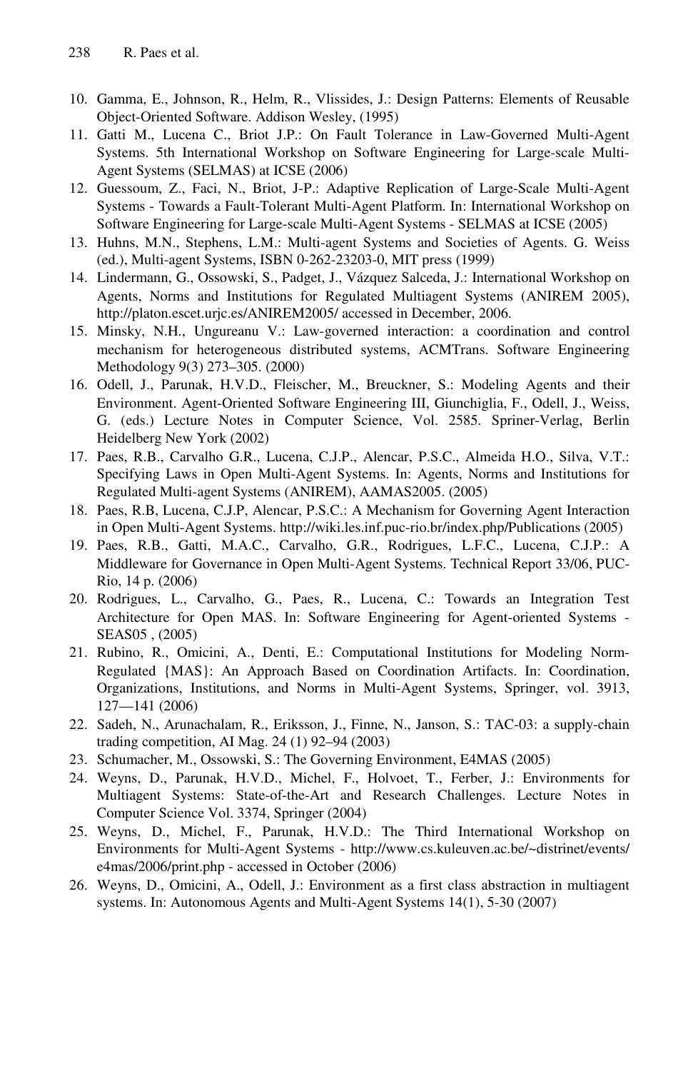10. Gamma, E., Johnson, R., Helm, R., Vlissides, J.: Design Patterns: Elements of Reusable Object-Oriented Software. Addison Wesley, (1995)
11. Gatti M., Lucena C., Briot J.P.: On Fault Tolerance in Law-Governed Multi-Agent Systems. 5th International Workshop on Software Engineering for Large-scale Multi-Agent Systems (SELMAS) at ICSE (2006)
12. Guessoum, Z., Faci, N., Briot, J-P.: Adaptive Replication of Large-Scale Multi-Agent Systems - Towards a Fault-Tolerant Multi-Agent Platform. In: International Workshop on Software Engineering for Large-scale Multi-Agent Systems - SELMAS at ICSE (2005)
13. Huhns, M.N., Stephens, L.M.: Multi-agent Systems and Societies of Agents. G. Weiss (ed.), Multi-agent Systems, ISBN 0-262-23203-0, MIT press (1999)
14. Lindermann, G., Ossowski, S., Padget, J., Vázquez Salceda, J.: International Workshop on Agents, Norms and Institutions for Regulated Multiagent Systems (ANIREM 2005), http://platon.escet.urjc.es/ANIREM2005/ accessed in December, 2006.
15. Minsky, N.H., Ungureanu V.: Law-governed interaction: a coordination and control mechanism for heterogeneous distributed systems, ACMTrans. Software Engineering Methodology 9(3) 273–305. (2000)
16. Odell, J., Parunak, H.V.D., Fleischer, M., Breuckner, S.: Modeling Agents and their Environment. Agent-Oriented Software Engineering III, Giunchiglia, F., Odell, J., Weiss, G. (eds.) Lecture Notes in Computer Science, Vol. 2585. Spriner-Verlag, Berlin Heidelberg New York (2002)
17. Paes, R.B., Carvalho G.R., Lucena, C.J.P., Alencar, P.S.C., Almeida H.O., Silva, V.T.: Specifying Laws in Open Multi-Agent Systems. In: Agents, Norms and Institutions for Regulated Multi-agent Systems (ANIREM), AAMAS2005. (2005)
18. Paes, R.B, Lucena, C.J.P, Alencar, P.S.C.: A Mechanism for Governing Agent Interaction in Open Multi-Agent Systems. http://wiki.les.inf.puc-rio.br/index.php/Publications (2005)
19. Paes, R.B., Gatti, M.A.C., Carvalho, G.R., Rodrigues, L.F.C., Lucena, C.J.P.: A Middleware for Governance in Open Multi-Agent Systems. Technical Report 33/06, PUC-Rio, 14 p. (2006)
20. Rodrigues, L., Carvalho, G., Paes, R., Lucena, C.: Towards an Integration Test Architecture for Open MAS. In: Software Engineering for Agent-oriented Systems - SEAS05 , (2005)
21. Rubino, R., Omicini, A., Denti, E.: Computational Institutions for Modeling Norm-Regulated {MAS}: An Approach Based on Coordination Artifacts. In: Coordination, Organizations, Institutions, and Norms in Multi-Agent Systems, Springer, vol. 3913, 127—141 (2006)
22. Sadeh, N., Arunachalam, R., Eriksson, J., Finne, N., Janson, S.: TAC-03: a supply-chain trading competition, AI Mag. 24 (1) 92–94 (2003)
23. Schumacher, M., Ossowski, S.: The Governing Environment, E4MAS (2005)
24. Weyns, D., Parunak, H.V.D., Michel, F., Holvoet, T., Ferber, J.: Environments for Multiagent Systems: State-of-the-Art and Research Challenges. Lecture Notes in Computer Science Vol. 3374, Springer (2004)
25. Weyns, D., Michel, F., Parunak, H.V.D.: The Third International Workshop on Environments for Multi-Agent Systems - http://www.cs.kuleuven.ac.be/~distrinet/events/e4mas/2006/print.php - accessed in October (2006)
26. Weyns, D., Omicini, A., Odell, J.: Environment as a first class abstraction in multiagent systems. In: Autonomous Agents and Multi-Agent Systems 14(1), 5-30 (2007)